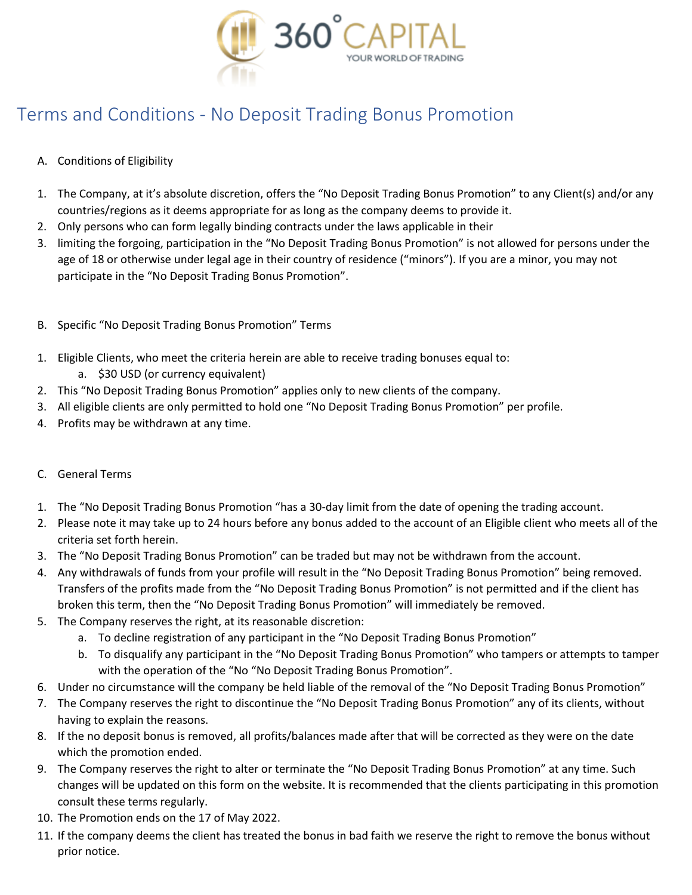# Terms and Conditions - No Deposit Trading Bonus Promotion

A. Conditions of Eligibility

1. The Company, at it's absolute discretion, offers the "No Deposit Trading Bonus Promotion" to any Client(s) and/or any countries/regions as it deems appropriate for as long as the company deems to provide it.
2. Only persons who can form legally binding contracts under the laws applicable in their
3. limiting the forgoing, participation in the "No Deposit Trading Bonus Promotion" is not allowed for persons under the age of 18 or otherwise under legal age in their country of residence ("minors"). If you are a minor, you may not participate in the "No Deposit Trading Bonus Promotion".

B. Specific "No Deposit Trading Bonus Promotion" Terms

1. Eligible Clients, who meet the criteria herein are able to receive trading bonuses equal to:
   a. $30 USD (or currency equivalent)
2. This "No Deposit Trading Bonus Promotion" applies only to new clients of the company.
3. All eligible clients are only permitted to hold one "No Deposit Trading Bonus Promotion" per profile.
4. Profits may be withdrawn at any time.

C. General Terms

1. The "No Deposit Trading Bonus Promotion "has a 30-day limit from the date of opening the trading account.
2. Please note it may take up to 24 hours before any bonus added to the account of an Eligible client who meets all of the criteria set forth herein.
3. The "No Deposit Trading Bonus Promotion" can be traded but may not be withdrawn from the account.
4. Any withdrawals of funds from your profile will result in the "No Deposit Trading Bonus Promotion" being removed. Transfers of the profits made from the "No Deposit Trading Bonus Promotion" is not permitted and if the client has broken this term, then the "No Deposit Trading Bonus Promotion" will immediately be removed.
5. The Company reserves the right, at its reasonable discretion:
   a. To decline registration of any participant in the "No Deposit Trading Bonus Promotion"
   b. To disqualify any participant in the "No Deposit Trading Bonus Promotion" who tampers or attempts to tamper with the operation of the "No "No Deposit Trading Bonus Promotion".
6. Under no circumstance will the company be held liable of the removal of the "No Deposit Trading Bonus Promotion"
7. The Company reserves the right to discontinue the "No Deposit Trading Bonus Promotion" any of its clients, without having to explain the reasons.
8. If the no deposit bonus is removed, all profits/balances made after that will be corrected as they were on the date which the promotion ended.
9. The Company reserves the right to alter or terminate the "No Deposit Trading Bonus Promotion" at any time. Such changes will be updated on this form on the website. It is recommended that the clients participating in this promotion consult these terms regularly.
10. The Promotion ends on the 17 of May 2022.
11. If the company deems the client has treated the bonus in bad faith we reserve the right to remove the bonus without prior notice.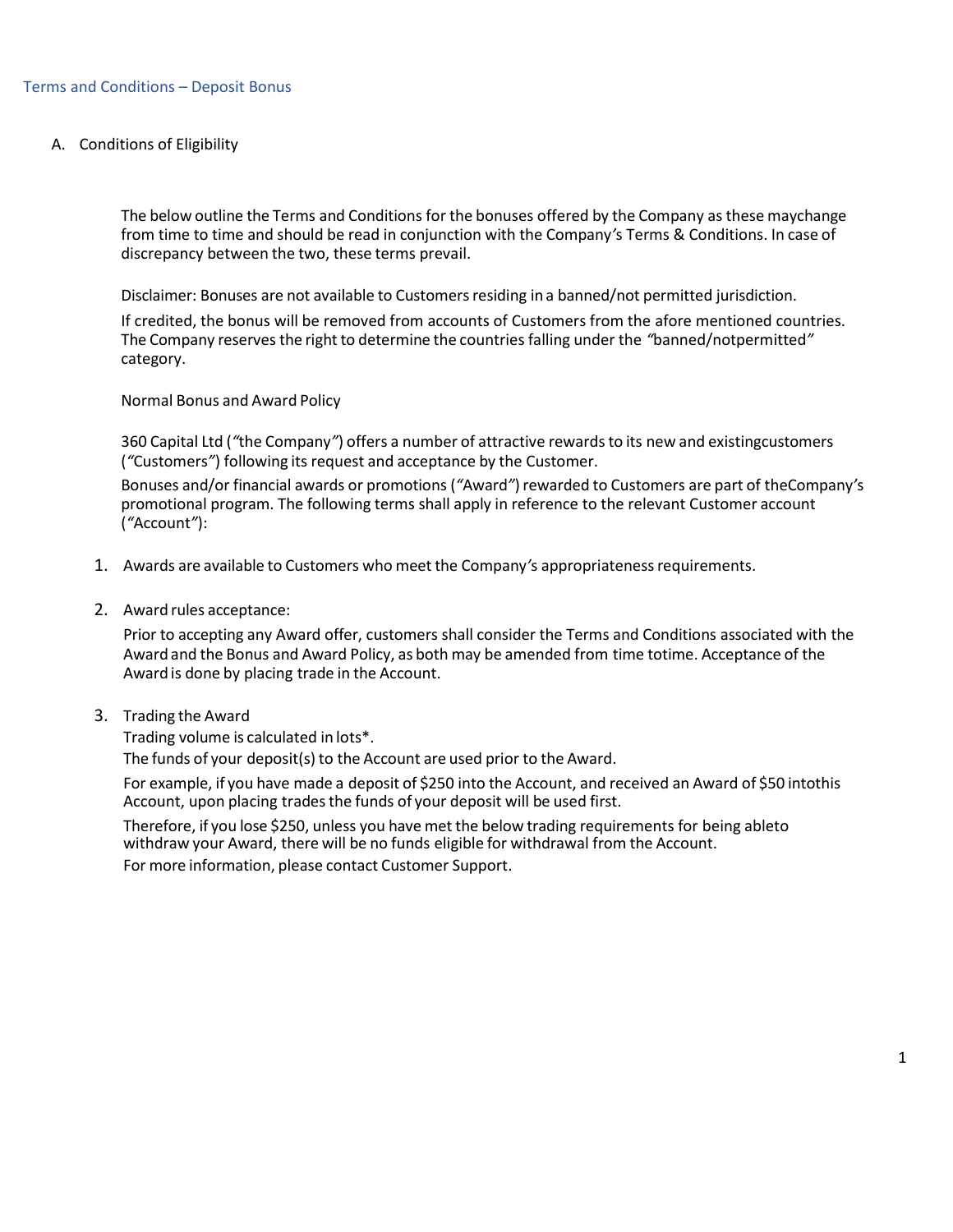## Terms and Conditions – Deposit Bonus

A. Conditions of Eligibility

The below outline the Terms and Conditions for the bonuses offered by the Company as these maychange from time to time and should be read in conjunction with the Company's Terms & Conditions. In case of discrepancy between the two, these terms prevail.

Disclaimer: Bonuses are not available to Customers residing in a banned/not permitted jurisdiction.

If credited, the bonus will be removed from accounts of Customers from the afore mentioned countries. The Company reserves the right to determine the countries falling under the "banned/notpermitted" category.

Normal Bonus and Award Policy

360 Capital Ltd ("the Company") offers a number of attractive rewards to its new and existingcustomers ("Customers") following its request and acceptance by the Customer.

Bonuses and/or financial awards or promotions ("Award") rewarded to Customers are part of theCompany's promotional program. The following terms shall apply in reference to the relevant Customer account ("Account"):

1. Awards are available to Customers who meet the Company's appropriateness requirements.

2. Award rules acceptance:

   Prior to accepting any Award offer, customers shall consider the Terms and Conditions associated with the Award and the Bonus and Award Policy, as both may be amended from time totime. Acceptance of the Award is done by placing trade in the Account.

3. Trading the Award

   Trading volume is calculated in lots*.

   The funds of your deposit(s) to the Account are used prior to the Award.

   For example, if you have made a deposit of $250 into the Account, and received an Award of $50 intothis Account, upon placing trades the funds of your deposit will be used first.

   Therefore, if you lose $250, unless you have met the below trading requirements for being ableto withdraw your Award, there will be no funds eligible for withdrawal from the Account.

   For more information, please contact Customer Support.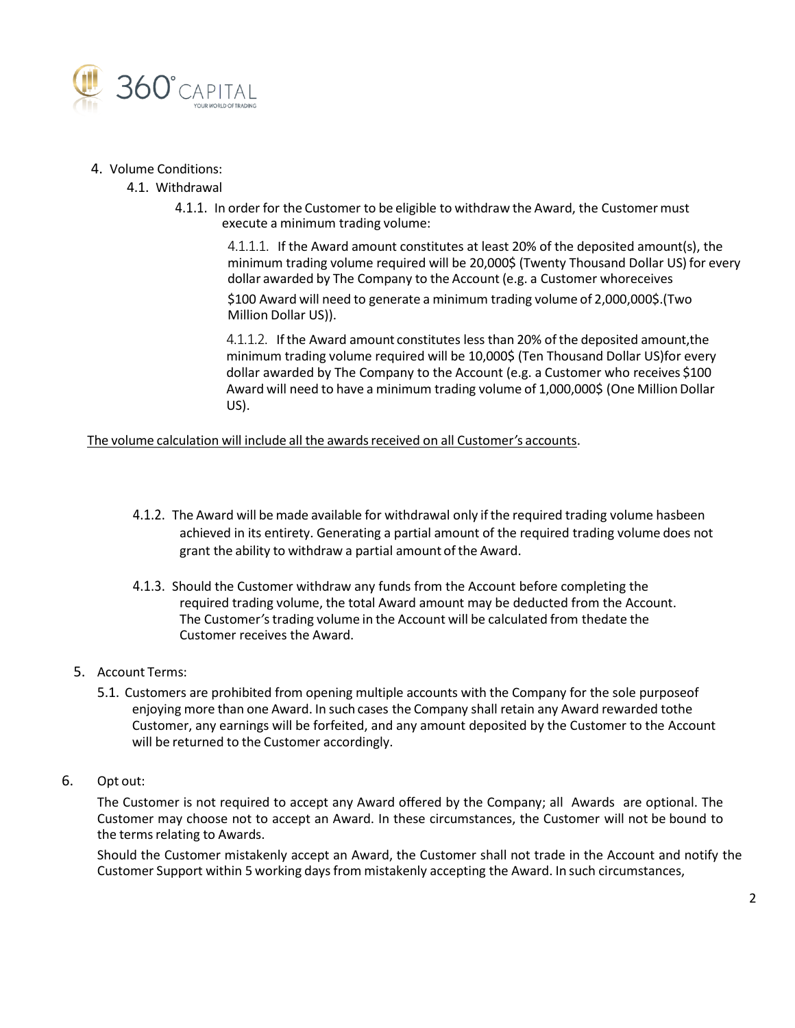4. Volume Conditions:
   4.1. Withdrawal
      4.1.1. In order for the Customer to be eligible to withdraw the Award, the Customer must execute a minimum trading volume:

         4.1.1.1. If the Award amount constitutes at least 20% of the deposited amount(s), the minimum trading volume required will be 20,000$ (Twenty Thousand Dollar US) for every dollar awarded by The Company to the Account (e.g. a Customer whoreceives $100 Award will need to generate a minimum trading volume of 2,000,000$.(Two Million Dollar US)).

         4.1.1.2. If the Award amount constitutes less than 20% of the deposited amount,the minimum trading volume required will be 10,000$ (Ten Thousand Dollar US)for every dollar awarded by The Company to the Account (e.g. a Customer who receives $100 Award will need to have a minimum trading volume of 1,000,000$ (One Million Dollar US).

<u>The volume calculation will include all the awards received on all Customer's accounts</u>.

      4.1.2. The Award will be made available for withdrawal only if the required trading volume hasbeen achieved in its entirety. Generating a partial amount of the required trading volume does not grant the ability to withdraw a partial amount of the Award.

      4.1.3. Should the Customer withdraw any funds from the Account before completing the required trading volume, the total Award amount may be deducted from the Account. The Customer's trading volume in the Account will be calculated from thedate the Customer receives the Award.

5. Account Terms:
   5.1. Customers are prohibited from opening multiple accounts with the Company for the sole purposeof enjoying more than one Award. In such cases the Company shall retain any Award rewarded tothe Customer, any earnings will be forfeited, and any amount deposited by the Customer to the Account will be returned to the Customer accordingly.

6. Opt out:

   The Customer is not required to accept any Award offered by the Company; all Awards are optional. The Customer may choose not to accept an Award. In these circumstances, the Customer will not be bound to the terms relating to Awards.

   Should the Customer mistakenly accept an Award, the Customer shall not trade in the Account and notify the Customer Support within 5 working days from mistakenly accepting the Award. In such circumstances,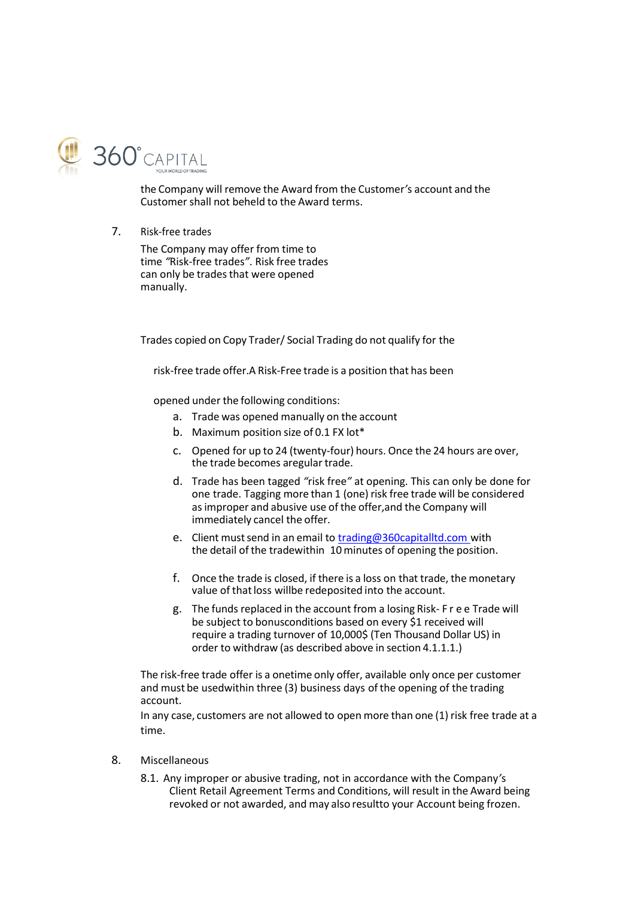the Company will remove the Award from the Customer's account and the Customer shall not beheld to the Award terms.

7. Risk-free trades

The Company may offer from time to time "Risk-free trades". Risk free trades can only be trades that were opened manually.

Trades copied on Copy Trader/ Social Trading do not qualify for the

risk-free trade offer.A Risk-Free trade is a position that has been

opened under the following conditions:

a. Trade was opened manually on the account
b. Maximum position size of 0.1 FX lot*
c. Opened for up to 24 (twenty-four) hours. Once the 24 hours are over, the trade becomes aregular trade.
d. Trade has been tagged "risk free" at opening. This can only be done for one trade. Tagging more than 1 (one) risk free trade will be considered as improper and abusive use of the offer,and the Company will immediately cancel the offer.
e. Client must send in an email to trading@360capitalltd.com with the detail of the tradewithin 10 minutes of opening the position.
f. Once the trade is closed, if there is a loss on that trade, the monetary value of that loss willbe redeposited into the account.
g. The funds replaced in the account from a losing Risk- F r e e Trade will be subject to bonusconditions based on every $1 received will require a trading turnover of 10,000$ (Ten Thousand Dollar US) in order to withdraw (as described above in section 4.1.1.1.)

The risk-free trade offer is a onetime only offer, available only once per customer and must be usedwithin three (3) business days of the opening of the trading account.

In any case, customers are not allowed to open more than one (1) risk free trade at a time.

8. Miscellaneous

8.1. Any improper or abusive trading, not in accordance with the Company's Client Retail Agreement Terms and Conditions, will result in the Award being revoked or not awarded, and may also resultto your Account being frozen.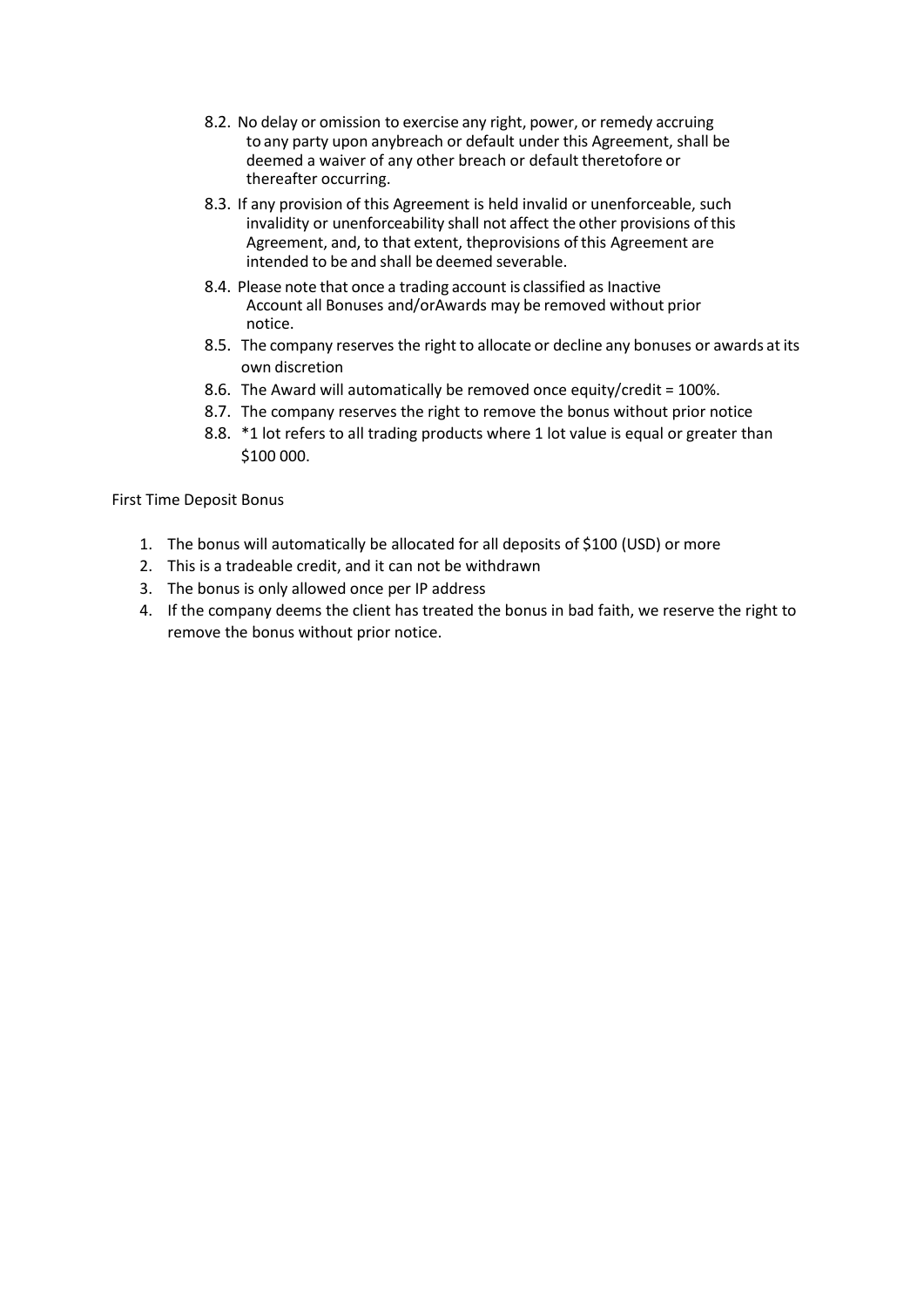8.2. No delay or omission to exercise any right, power, or remedy accruing to any party upon anybreach or default under this Agreement, shall be deemed a waiver of any other breach or default theretofore or thereafter occurring.

8.3. If any provision of this Agreement is held invalid or unenforceable, such invalidity or unenforceability shall not affect the other provisions of this Agreement, and, to that extent, theprovisions of this Agreement are intended to be and shall be deemed severable.

8.4. Please note that once a trading account is classified as Inactive Account all Bonuses and/orAwards may be removed without prior notice.

8.5. The company reserves the right to allocate or decline any bonuses or awards at its own discretion

8.6. The Award will automatically be removed once equity/credit = 100%.

8.7. The company reserves the right to remove the bonus without prior notice

8.8. *1 lot refers to all trading products where 1 lot value is equal or greater than $100 000.

First Time Deposit Bonus

1. The bonus will automatically be allocated for all deposits of $100 (USD) or more
2. This is a tradeable credit, and it can not be withdrawn
3. The bonus is only allowed once per IP address
4. If the company deems the client has treated the bonus in bad faith, we reserve the right to remove the bonus without prior notice.